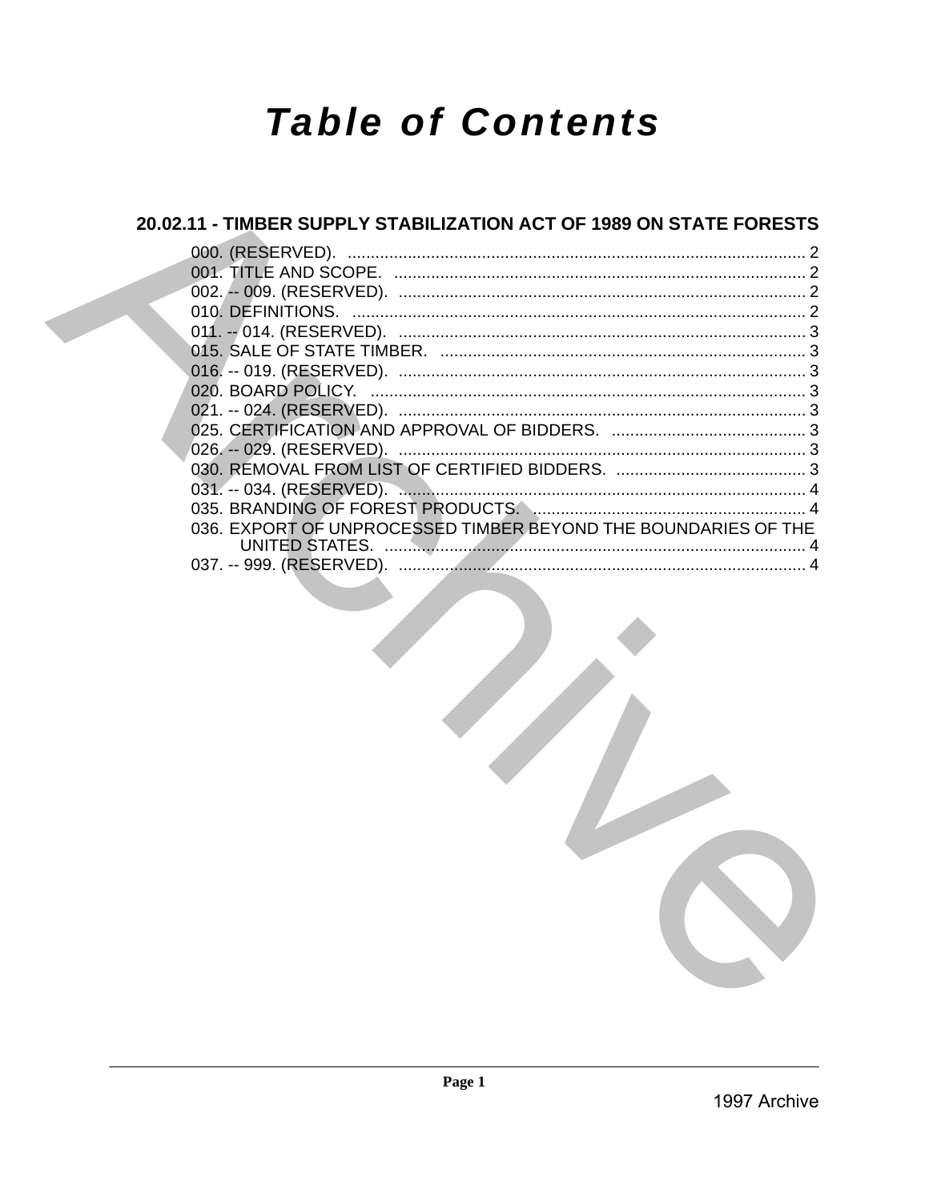# Table of Contents

## 20.02.11 - TIMBER SUPPLY STABILIZATION ACT OF 1989 ON STATE FORESTS

000. (RESERVED). .......... 2
001. TITLE AND SCOPE. .......... 2
002. -- 009. (RESERVED). .......... 2
010. DEFINITIONS. .......... 2
011. -- 014. (RESERVED). .......... 3
015. SALE OF STATE TIMBER. .......... 3
016. -- 019. (RESERVED). .......... 3
020. BOARD POLICY. .......... 3
021. -- 024. (RESERVED). .......... 3
025. CERTIFICATION AND APPROVAL OF BIDDERS. .......... 3
026. -- 029. (RESERVED). .......... 3
030. REMOVAL FROM LIST OF CERTIFIED BIDDERS. .......... 3
031. -- 034. (RESERVED). .......... 4
035. BRANDING OF FOREST PRODUCTS. .......... 4
036. EXPORT OF UNPROCESSED TIMBER BEYOND THE BOUNDARIES OF THE UNITED STATES. .......... 4
037. -- 999. (RESERVED). .......... 4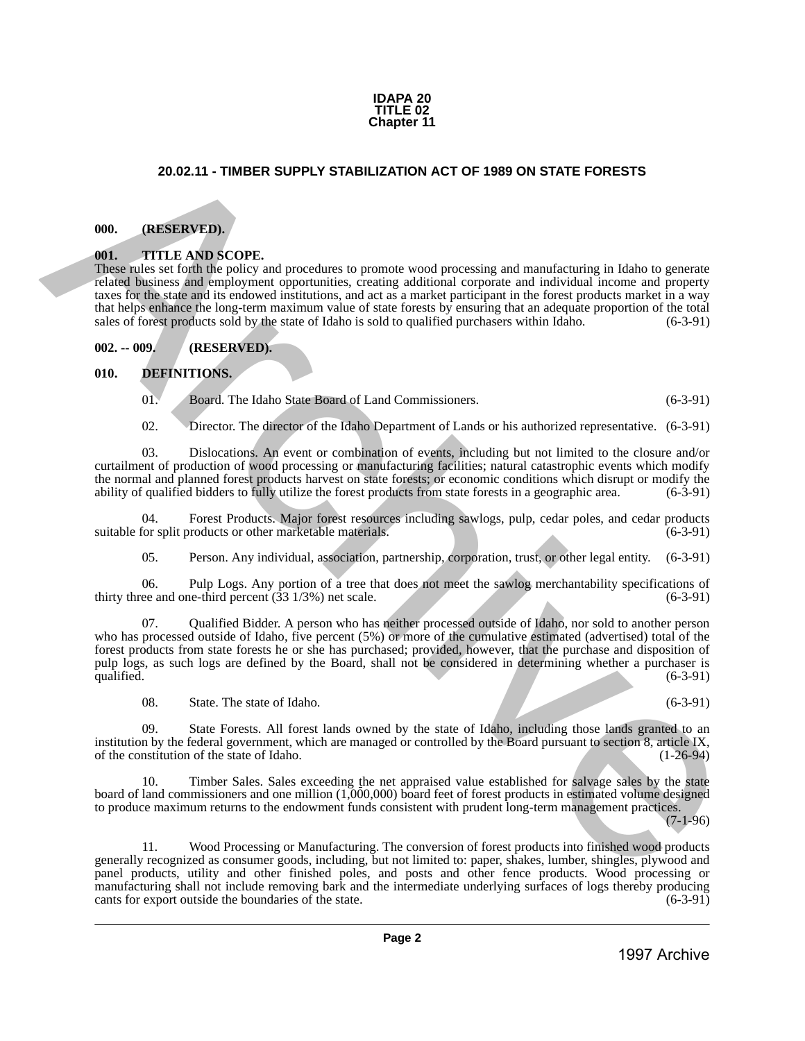**IDAPA 20**
**TITLE 02**
**Chapter 11**

## 20.02.11 - TIMBER SUPPLY STABILIZATION ACT OF 1989 ON STATE FORESTS

### 000. (RESERVED).

### 001. TITLE AND SCOPE.

These rules set forth the policy and procedures to promote wood processing and manufacturing in Idaho to generate related business and employment opportunities, creating additional corporate and individual income and property taxes for the state and its endowed institutions, and act as a market participant in the forest products market in a way that helps enhance the long-term maximum value of state forests by ensuring that an adequate proportion of the total sales of forest products sold by the state of Idaho is sold to qualified purchasers within Idaho. (6-3-91)

### 002. -- 009. (RESERVED).

### 010. DEFINITIONS.

01. Board. The Idaho State Board of Land Commissioners. (6-3-91)

02. Director. The director of the Idaho Department of Lands or his authorized representative. (6-3-91)

03. Dislocations. An event or combination of events, including but not limited to the closure and/or curtailment of production of wood processing or manufacturing facilities; natural catastrophic events which modify the normal and planned forest products harvest on state forests; or economic conditions which disrupt or modify the ability of qualified bidders to fully utilize the forest products from state forests in a geographic area. (6-3-91)

04. Forest Products. Major forest resources including sawlogs, pulp, cedar poles, and cedar products suitable for split products or other marketable materials. (6-3-91)

05. Person. Any individual, association, partnership, corporation, trust, or other legal entity. (6-3-91)

06. Pulp Logs. Any portion of a tree that does not meet the sawlog merchantability specifications of thirty three and one-third percent (33 1/3%) net scale. (6-3-91)

07. Qualified Bidder. A person who has neither processed outside of Idaho, nor sold to another person who has processed outside of Idaho, five percent (5%) or more of the cumulative estimated (advertised) total of the forest products from state forests he or she has purchased; provided, however, that the purchase and disposition of pulp logs, as such logs are defined by the Board, shall not be considered in determining whether a purchaser is qualified. (6-3-91)

08. State. The state of Idaho. (6-3-91)

09. State Forests. All forest lands owned by the state of Idaho, including those lands granted to an institution by the federal government, which are managed or controlled by the Board pursuant to section 8, article IX, of the constitution of the state of Idaho. (1-26-94)

10. Timber Sales. Sales exceeding the net appraised value established for salvage sales by the state board of land commissioners and one million (1,000,000) board feet of forest products in estimated volume designed to produce maximum returns to the endowment funds consistent with prudent long-term management practices. (7-1-96)

11. Wood Processing or Manufacturing. The conversion of forest products into finished wood products generally recognized as consumer goods, including, but not limited to: paper, shakes, lumber, shingles, plywood and panel products, utility and other finished poles, and posts and other fence products. Wood processing or manufacturing shall not include removing bark and the intermediate underlying surfaces of logs thereby producing cants for export outside the boundaries of the state. (6-3-91)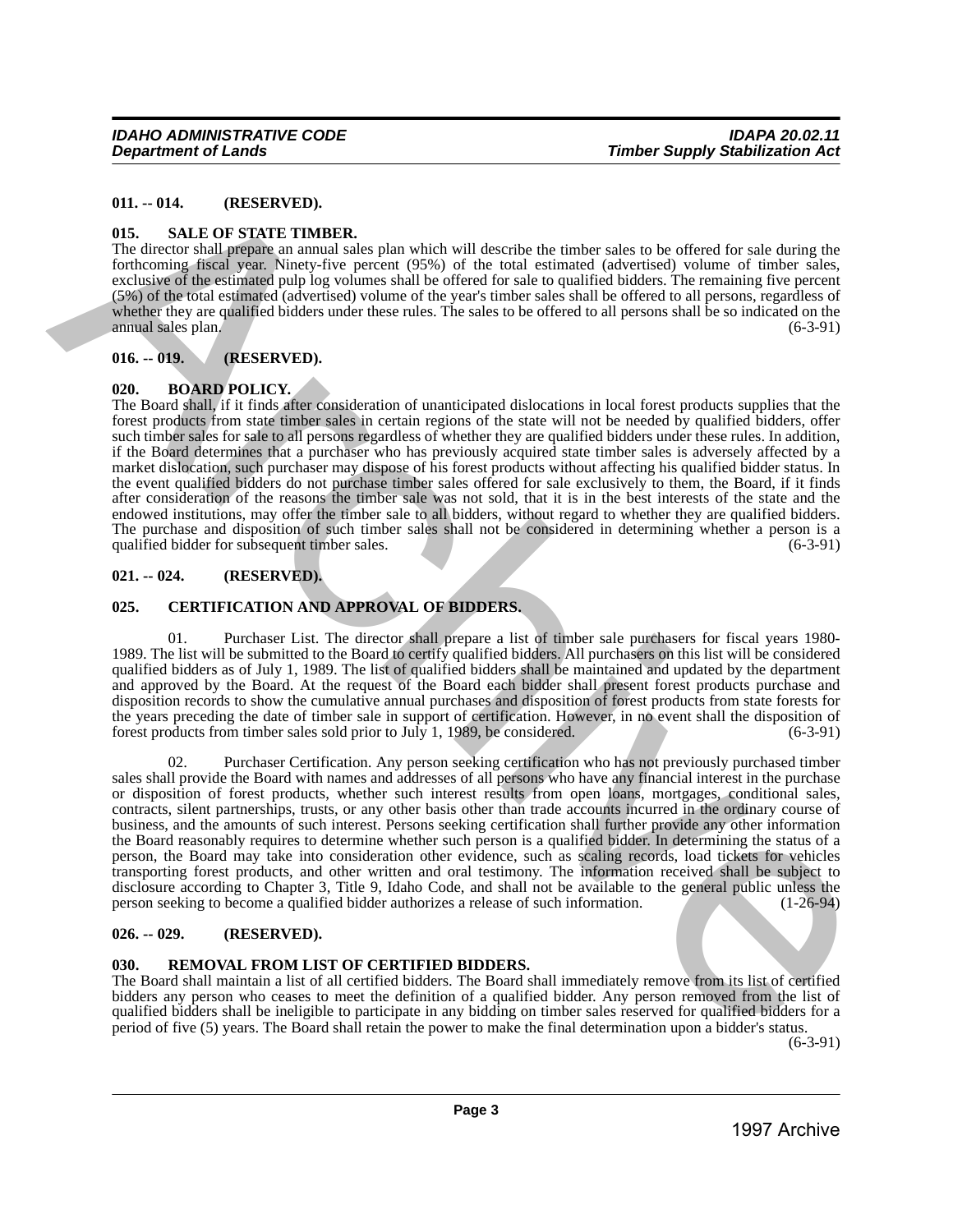**011. -- 014. (RESERVED).**

**015. SALE OF STATE TIMBER.**

The director shall prepare an annual sales plan which will describe the timber sales to be offered for sale during the forthcoming fiscal year. Ninety-five percent (95%) of the total estimated (advertised) volume of timber sales, exclusive of the estimated pulp log volumes shall be offered for sale to qualified bidders. The remaining five percent (5%) of the total estimated (advertised) volume of the year's timber sales shall be offered to all persons, regardless of whether they are qualified bidders under these rules. The sales to be offered to all persons shall be so indicated on the annual sales plan. (6-3-91)

**016. -- 019. (RESERVED).**

**020. BOARD POLICY.**

The Board shall, if it finds after consideration of unanticipated dislocations in local forest products supplies that the forest products from state timber sales in certain regions of the state will not be needed by qualified bidders, offer such timber sales for sale to all persons regardless of whether they are qualified bidders under these rules. In addition, if the Board determines that a purchaser who has previously acquired state timber sales is adversely affected by a market dislocation, such purchaser may dispose of his forest products without affecting his qualified bidder status. In the event qualified bidders do not purchase timber sales offered for sale exclusively to them, the Board, if it finds after consideration of the reasons the timber sale was not sold, that it is in the best interests of the state and the endowed institutions, may offer the timber sale to all bidders, without regard to whether they are qualified bidders. The purchase and disposition of such timber sales shall not be considered in determining whether a person is a qualified bidder for subsequent timber sales. (6-3-91)

**021. -- 024. (RESERVED).**

**025. CERTIFICATION AND APPROVAL OF BIDDERS.**

01. Purchaser List. The director shall prepare a list of timber sale purchasers for fiscal years 1980-1989. The list will be submitted to the Board to certify qualified bidders. All purchasers on this list will be considered qualified bidders as of July 1, 1989. The list of qualified bidders shall be maintained and updated by the department and approved by the Board. At the request of the Board each bidder shall present forest products purchase and disposition records to show the cumulative annual purchases and disposition of forest products from state forests for the years preceding the date of timber sale in support of certification. However, in no event shall the disposition of forest products from timber sales sold prior to July 1, 1989, be considered. (6-3-91)

02. Purchaser Certification. Any person seeking certification who has not previously purchased timber sales shall provide the Board with names and addresses of all persons who have any financial interest in the purchase or disposition of forest products, whether such interest results from open loans, mortgages, conditional sales, contracts, silent partnerships, trusts, or any other basis other than trade accounts incurred in the ordinary course of business, and the amounts of such interest. Persons seeking certification shall further provide any other information the Board reasonably requires to determine whether such person is a qualified bidder. In determining the status of a person, the Board may take into consideration other evidence, such as scaling records, load tickets for vehicles transporting forest products, and other written and oral testimony. The information received shall be subject to disclosure according to Chapter 3, Title 9, Idaho Code, and shall not be available to the general public unless the person seeking to become a qualified bidder authorizes a release of such information. (1-26-94)

**026. -- 029. (RESERVED).**

**030. REMOVAL FROM LIST OF CERTIFIED BIDDERS.**

The Board shall maintain a list of all certified bidders. The Board shall immediately remove from its list of certified bidders any person who ceases to meet the definition of a qualified bidder. Any person removed from the list of qualified bidders shall be ineligible to participate in any bidding on timber sales reserved for qualified bidders for a period of five (5) years. The Board shall retain the power to make the final determination upon a bidder's status. (6-3-91)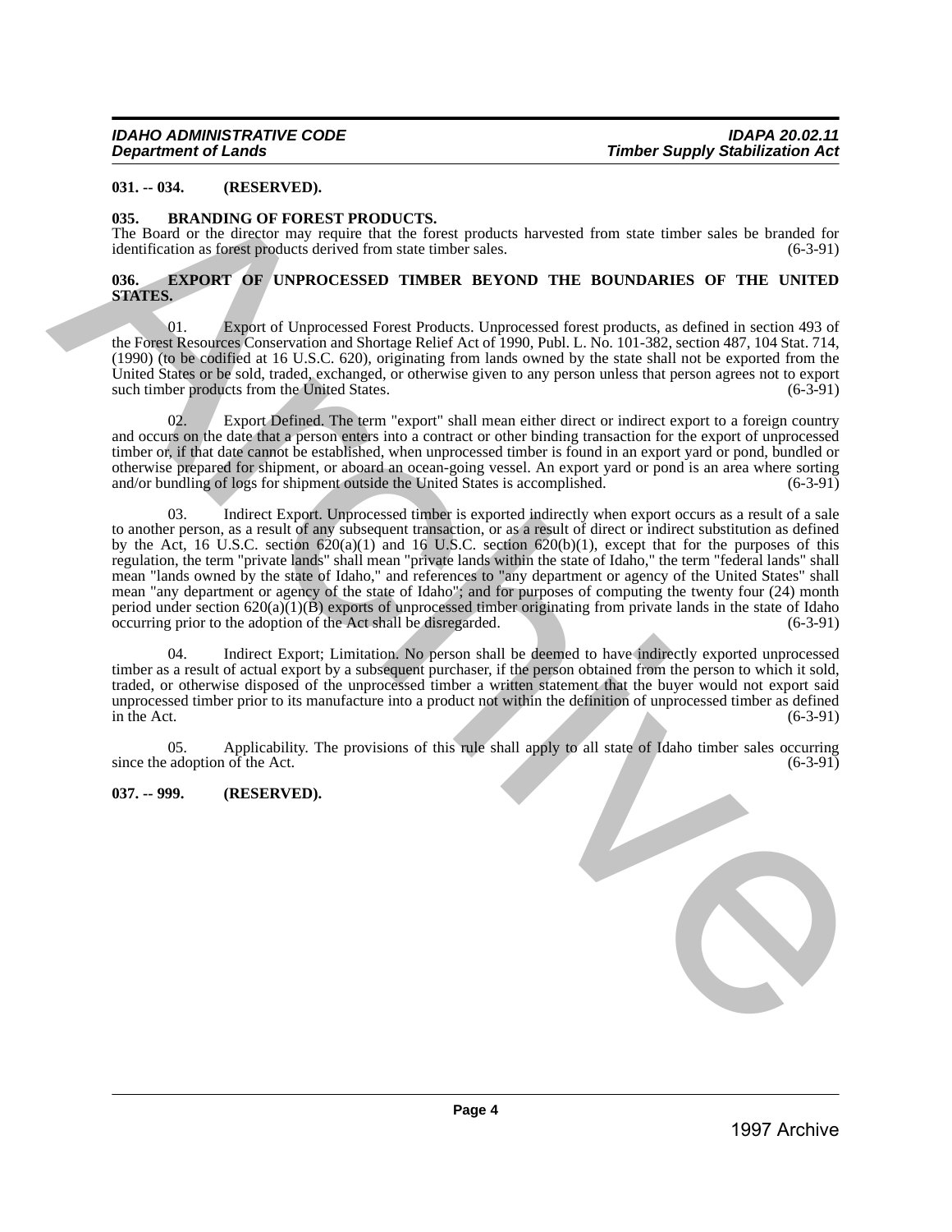**031. -- 034. (RESERVED).**

**035. BRANDING OF FOREST PRODUCTS.**

The Board or the director may require that the forest products harvested from state timber sales be branded for identification as forest products derived from state timber sales. (6-3-91)

**036. EXPORT OF UNPROCESSED TIMBER BEYOND THE BOUNDARIES OF THE UNITED STATES.**

01. Export of Unprocessed Forest Products. Unprocessed forest products, as defined in section 493 of the Forest Resources Conservation and Shortage Relief Act of 1990, Publ. L. No. 101-382, section 487, 104 Stat. 714, (1990) (to be codified at 16 U.S.C. 620), originating from lands owned by the state shall not be exported from the United States or be sold, traded, exchanged, or otherwise given to any person unless that person agrees not to export such timber products from the United States. (6-3-91)

02. Export Defined. The term "export" shall mean either direct or indirect export to a foreign country and occurs on the date that a person enters into a contract or other binding transaction for the export of unprocessed timber or, if that date cannot be established, when unprocessed timber is found in an export yard or pond, bundled or otherwise prepared for shipment, or aboard an ocean-going vessel. An export yard or pond is an area where sorting and/or bundling of logs for shipment outside the United States is accomplished. (6-3-91)

03. Indirect Export. Unprocessed timber is exported indirectly when export occurs as a result of a sale to another person, as a result of any subsequent transaction, or as a result of direct or indirect substitution as defined by the Act, 16 U.S.C. section 620(a)(1) and 16 U.S.C. section 620(b)(1), except that for the purposes of this regulation, the term "private lands" shall mean "private lands within the state of Idaho," the term "federal lands" shall mean "lands owned by the state of Idaho," and references to "any department or agency of the United States" shall mean "any department or agency of the state of Idaho"; and for purposes of computing the twenty four (24) month period under section 620(a)(1)(B) exports of unprocessed timber originating from private lands in the state of Idaho occurring prior to the adoption of the Act shall be disregarded. (6-3-91)

04. Indirect Export; Limitation. No person shall be deemed to have indirectly exported unprocessed timber as a result of actual export by a subsequent purchaser, if the person obtained from the person to which it sold, traded, or otherwise disposed of the unprocessed timber a written statement that the buyer would not export said unprocessed timber prior to its manufacture into a product not within the definition of unprocessed timber as defined in the Act. (6-3-91)

05. Applicability. The provisions of this rule shall apply to all state of Idaho timber sales occurring since the adoption of the Act. (6-3-91)

**037. -- 999. (RESERVED).**